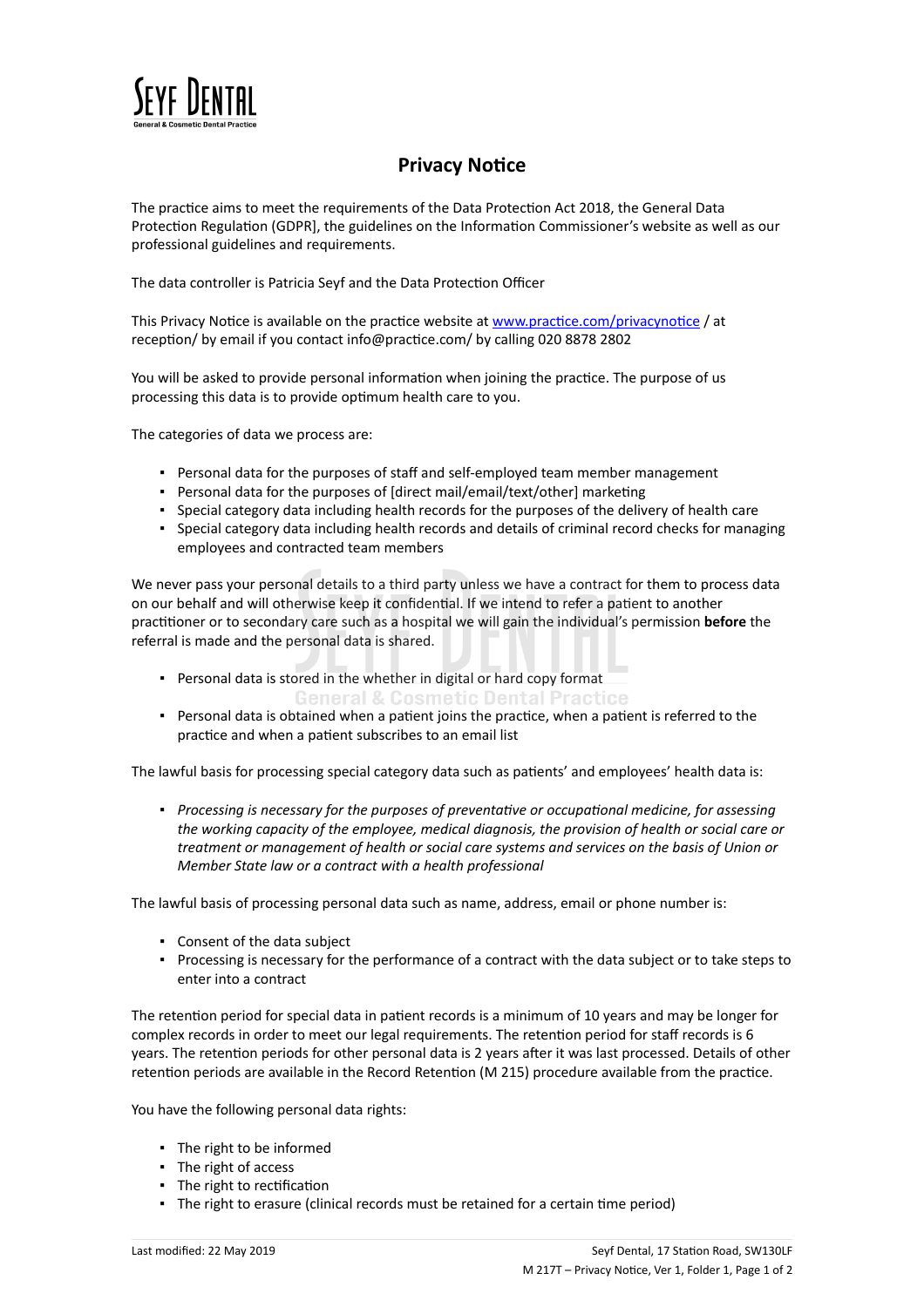SEYF DENTAL
General & Cosmetic Dental Practice

# Privacy Notice

The practice aims to meet the requirements of the Data Protection Act 2018, the General Data Protection Regulation (GDPR], the guidelines on the Information Commissioner's website as well as our professional guidelines and requirements.

The data controller is Patricia Seyf and the Data Protection Officer

This Privacy Notice is available on the practice website at www.practice.com/privacynotice / at reception/ by email if you contact info@practice.com/ by calling 020 8878 2802

You will be asked to provide personal information when joining the practice. The purpose of us processing this data is to provide optimum health care to you.

The categories of data we process are:

- Personal data for the purposes of staff and self-employed team member management
- Personal data for the purposes of [direct mail/email/text/other] marketing
- Special category data including health records for the purposes of the delivery of health care
- Special category data including health records and details of criminal record checks for managing employees and contracted team members

We never pass your personal details to a third party unless we have a contract for them to process data on our behalf and will otherwise keep it confidential. If we intend to refer a patient to another practitioner or to secondary care such as a hospital we will gain the individual's permission **before** the referral is made and the personal data is shared.

- Personal data is stored in the whether in digital or hard copy format
- Personal data is obtained when a patient joins the practice, when a patient is referred to the practice and when a patient subscribes to an email list

The lawful basis for processing special category data such as patients' and employees' health data is:

- *Processing is necessary for the purposes of preventative or occupational medicine, for assessing the working capacity of the employee, medical diagnosis, the provision of health or social care or treatment or management of health or social care systems and services on the basis of Union or Member State law or a contract with a health professional*

The lawful basis of processing personal data such as name, address, email or phone number is:

- Consent of the data subject
- Processing is necessary for the performance of a contract with the data subject or to take steps to enter into a contract

The retention period for special data in patient records is a minimum of 10 years and may be longer for complex records in order to meet our legal requirements. The retention period for staff records is 6 years. The retention periods for other personal data is 2 years after it was last processed. Details of other retention periods are available in the Record Retention (M 215) procedure available from the practice.

You have the following personal data rights:

- The right to be informed
- The right of access
- The right to rectification
- The right to erasure (clinical records must be retained for a certain time period)

Last modified: 22 May 2019

Seyf Dental, 17 Station Road, SW130LF

M 217T – Privacy Notice, Ver 1, Folder 1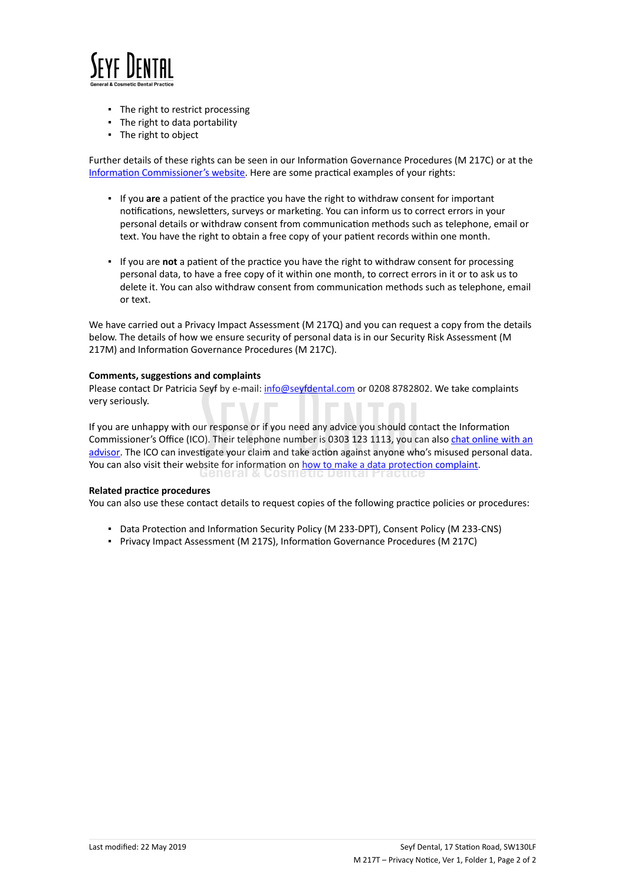- The right to restrict processing
- The right to data portability
- The right to object

Further details of these rights can be seen in our Information Governance Procedures (M 217C) or at the Information Commissioner's website. Here are some practical examples of your rights:

- If you **are** a patient of the practice you have the right to withdraw consent for important notifications, newsletters, surveys or marketing. You can inform us to correct errors in your personal details or withdraw consent from communication methods such as telephone, email or text. You have the right to obtain a free copy of your patient records within one month.

- If you are **not** a patient of the practice you have the right to withdraw consent for processing personal data, to have a free copy of it within one month, to correct errors in it or to ask us to delete it. You can also withdraw consent from communication methods such as telephone, email or text.

We have carried out a Privacy Impact Assessment (M 217Q) and you can request a copy from the details below. The details of how we ensure security of personal data is in our Security Risk Assessment (M 217M) and Information Governance Procedures (M 217C).

**Comments, suggestions and complaints**

Please contact Dr Patricia Seyf by e-mail: info@seyfdental.com or 0208 8782802. We take complaints very seriously.

If you are unhappy with our response or if you need any advice you should contact the Information Commissioner's Office (ICO). Their telephone number is 0303 123 1113, you can also chat online with an advisor. The ICO can investigate your claim and take action against anyone who's misused personal data. You can also visit their website for information on how to make a data protection complaint.

**Related practice procedures**

You can also use these contact details to request copies of the following practice policies or procedures:

- Data Protection and Information Security Policy (M 233-DPT), Consent Policy (M 233-CNS)
- Privacy Impact Assessment (M 217S), Information Governance Procedures (M 217C)

Last modified: 22 May 2019

Seyf Dental, 17 Station Road, SW130LF